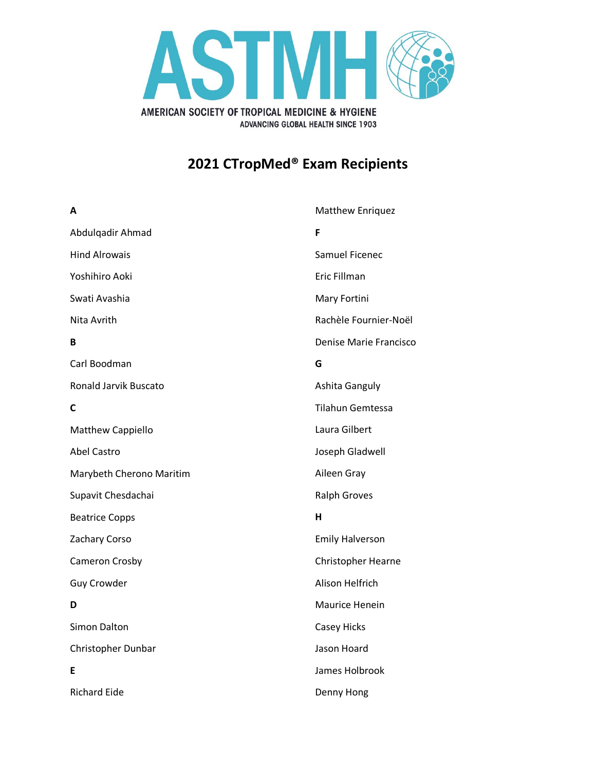AMERICAN SOCIETY OF TROPICAL MEDICINE & HYGIENE

ADVANCING GLOBAL HEALTH SINCE 1903

# 2021 CTropMed® Exam Recipients

**A**

Abdulqadir Ahmad

Hind Alrowais

Yoshihiro Aoki

Swati Avashia

Nita Avrith

**B**

Carl Boodman

Ronald Jarvik Buscato

**C**

Matthew Cappiello

Abel Castro

Marybeth Cherono Maritim

Supavit Chesdachai

Beatrice Copps

Zachary Corso

Cameron Crosby

Guy Crowder

**D**

Simon Dalton

Christopher Dunbar

**E**

Richard Eide

Matthew Enriquez

**F**

Samuel Ficenec

Eric Fillman

Mary Fortini

Rachèle Fournier-Noël

Denise Marie Francisco

**G**

Ashita Ganguly

Tilahun Gemtessa

Laura Gilbert

Joseph Gladwell

Aileen Gray

Ralph Groves

**H**

Emily Halverson

Christopher Hearne

Alison Helfrich

Maurice Henein

Casey Hicks

Jason Hoard

James Holbrook

Denny Hong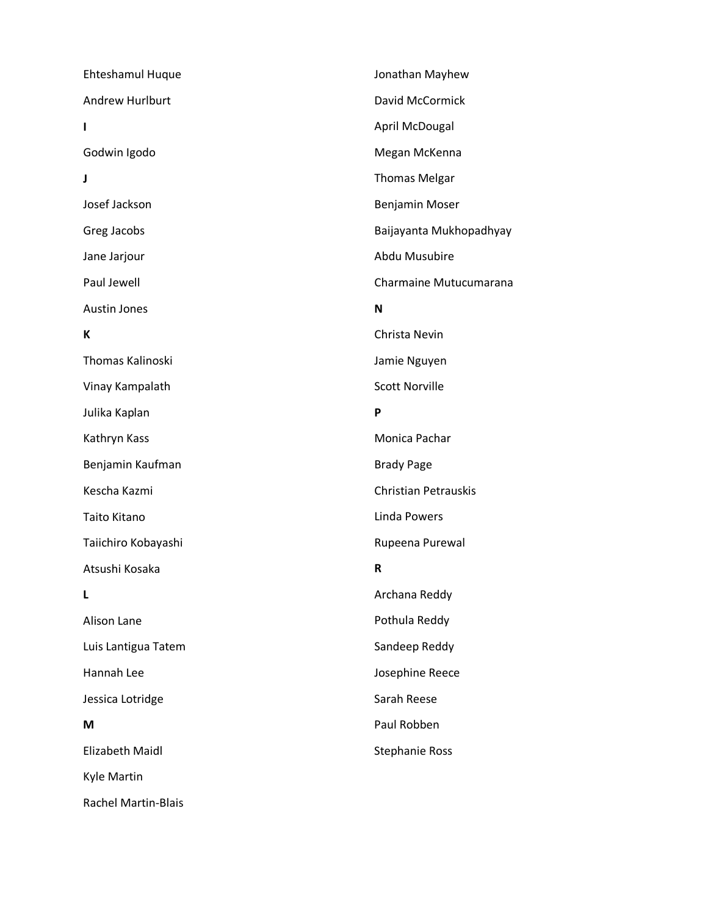Ehteshamul Huque

Andrew Hurlburt

**I**

Godwin Igodo

**J**

Josef Jackson

Greg Jacobs

Jane Jarjour

Paul Jewell

Austin Jones

**K**

Thomas Kalinoski

Vinay Kampalath

Julika Kaplan

Kathryn Kass

Benjamin Kaufman

Kescha Kazmi

Taito Kitano

Taiichiro Kobayashi

Atsushi Kosaka

**L**

Alison Lane

Luis Lantigua Tatem

Hannah Lee

Jessica Lotridge

**M**

Elizabeth Maidl

Kyle Martin

Rachel Martin-Blais

Jonathan Mayhew

David McCormick

April McDougal

Megan McKenna

Thomas Melgar

Benjamin Moser

Baijayanta Mukhopadhyay

Abdu Musubire

Charmaine Mutucumarana

**N**

Christa Nevin

Jamie Nguyen

Scott Norville

**P**

Monica Pachar

Brady Page

Christian Petrauskis

Linda Powers

Rupeena Purewal

**R**

Archana Reddy

Pothula Reddy

Sandeep Reddy

Josephine Reece

Sarah Reese

Paul Robben

Stephanie Ross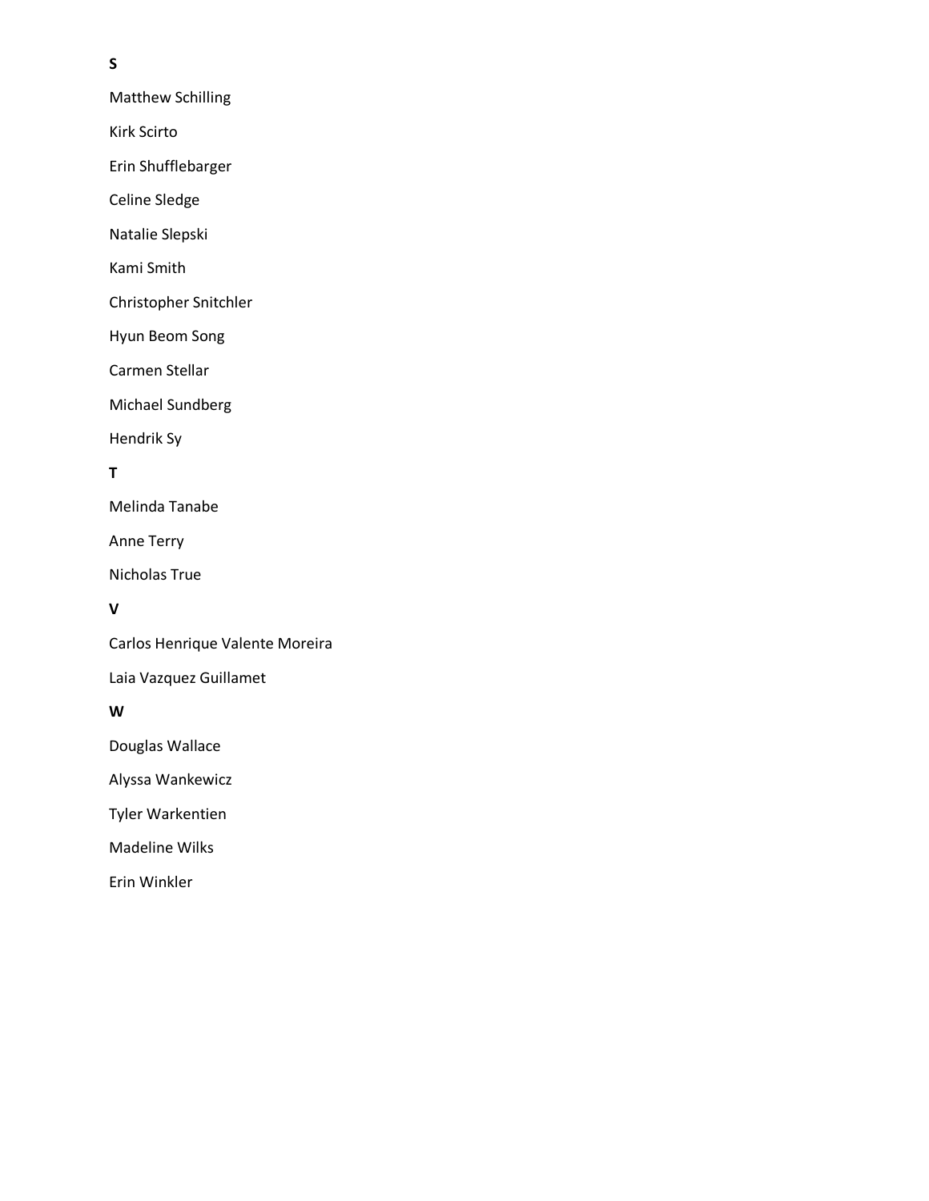**S**

Matthew Schilling

Kirk Scirto

Erin Shufflebarger

Celine Sledge

Natalie Slepski

Kami Smith

Christopher Snitchler

Hyun Beom Song

Carmen Stellar

Michael Sundberg

Hendrik Sy

**T**

Melinda Tanabe

Anne Terry

Nicholas True

**V**

Carlos Henrique Valente Moreira

Laia Vazquez Guillamet

**W**

Douglas Wallace

Alyssa Wankewicz

Tyler Warkentien

Madeline Wilks

Erin Winkler